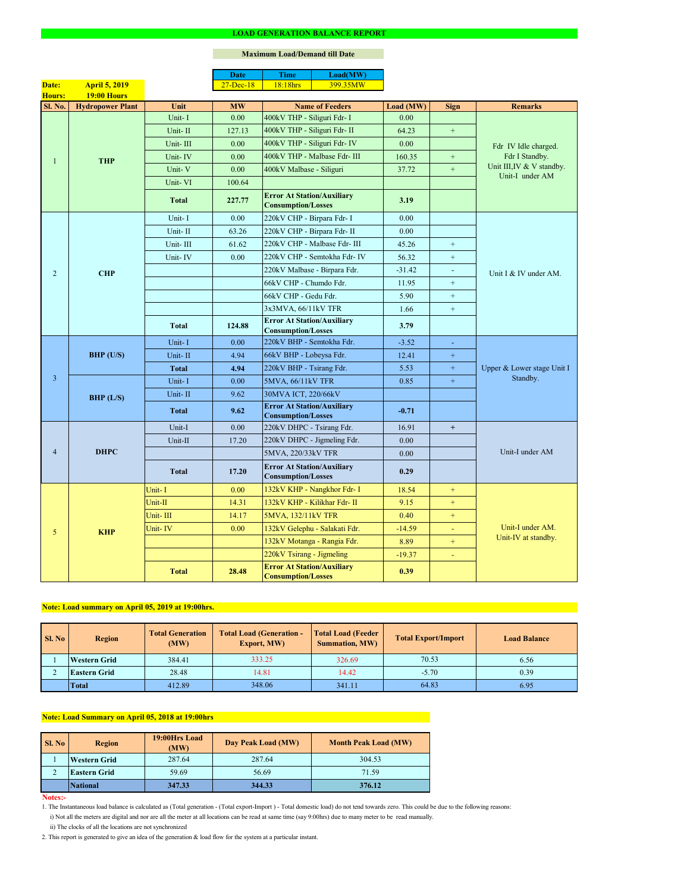# LOAD GENERATION BALANCE REPORT

**Maximum Load/Demand till Date**

| Date | Time | Load(MW) |
|---|---|---|
| 27-Dec-18 | 18:18hrs | 399.35MW |

**Date:** April 5, 2019
**Hours:** 19:00 Hours

| Sl. No. | Hydropower Plant | Unit | MW | Name of Feeders | Load (MW) | Sign | Remarks |
|---|---|---|---|---|---|---|---|
| 1 | THP | Unit- I | 0.00 | 400kV THP - Siliguri Fdr- I | 0.00 | | Fdr IV Idle charged. Fdr I Standby. Unit III,IV & V standby. Unit-I under AM |
| | | Unit- II | 127.13 | 400kV THP - Siliguri Fdr- II | 64.23 | + | |
| | | Unit- III | 0.00 | 400kV THP - Siliguri Fdr- IV | 0.00 | | |
| | | Unit- IV | 0.00 | 400kV THP - Malbase Fdr- III | 160.35 | + | |
| | | Unit- V | 0.00 | 400kV Malbase - Siliguri | 37.72 | + | |
| | | Unit- VI | 100.64 | | | | |
| | | **Total** | **227.77** | **Error At Station/Auxiliary Consumption/Losses** | **3.19** | | |
| 2 | CHP | Unit- I | 0.00 | 220kV CHP - Birpara Fdr- I | 0.00 | | Unit I & IV under AM. |
| | | Unit- II | 63.26 | 220kV CHP - Birpara Fdr- II | 0.00 | | |
| | | Unit- III | 61.62 | 220kV CHP - Malbase Fdr- III | 45.26 | + | |
| | | Unit- IV | 0.00 | 220kV CHP - Semtokha Fdr- IV | 56.32 | + | |
| | | | | 220kV Malbase - Birpara Fdr. | -31.42 | - | |
| | | | | 66kV CHP - Chumdo Fdr. | 11.95 | + | |
| | | | | 66kV CHP - Gedu Fdr. | 5.90 | + | |
| | | | | 3x3MVA, 66/11kV TFR | 1.66 | + | |
| | | **Total** | **124.88** | **Error At Station/Auxiliary Consumption/Losses** | **3.79** | | |
| 3 | BHP (U/S) | Unit- I | 0.00 | 220kV BHP - Semtokha Fdr. | -3.52 | - | Upper & Lower stage Unit I Standby. |
| | | Unit- II | 4.94 | 66kV BHP - Lobeysa Fdr. | 12.41 | + | |
| | | **Total** | **4.94** | 220kV BHP - Tsirang Fdr. | 5.53 | + | |
| | BHP (L/S) | Unit- I | 0.00 | 5MVA, 66/11kV TFR | 0.85 | + | |
| | | Unit- II | 9.62 | 30MVA ICT, 220/66kV | | | |
| | | **Total** | **9.62** | **Error At Station/Auxiliary Consumption/Losses** | **-0.71** | | |
| 4 | DHPC | Unit-I | 0.00 | 220kV DHPC - Tsirang Fdr. | 16.91 | + | Unit-I under AM |
| | | Unit-II | 17.20 | 220kV DHPC - Jigmeling Fdr. | 0.00 | | |
| | | | | 5MVA, 220/33kV TFR | 0.00 | | |
| | | **Total** | **17.20** | **Error At Station/Auxiliary Consumption/Losses** | **0.29** | | |
| 5 | KHP | Unit- I | 0.00 | 132kV KHP - Nangkhor Fdr- I | 18.54 | + | Unit-I under AM. Unit-IV at standby. |
| | | Unit-II | 14.31 | 132kV KHP - Kilikhar Fdr- II | 9.15 | + | |
| | | Unit- III | 14.17 | 5MVA, 132/11kV TFR | 0.40 | + | |
| | | Unit- IV | 0.00 | 132kV Gelephu - Salakati Fdr. | -14.59 | - | |
| | | | | 132kV Motanga - Rangia Fdr. | 8.89 | + | |
| | | | | 220kV Tsirang - Jigmeling | -19.37 | - | |
| | | **Total** | **28.48** | **Error At Station/Auxiliary Consumption/Losses** | **0.39** | | |

**Note: Load summary on April 05, 2019 at 19:00hrs.**

| Sl. No | Region | Total Generation (MW) | Total Load (Generation - Export, MW) | Total Load (Feeder Summation, MW) | Total Export/Import | Load Balance |
|---|---|---|---|---|---|---|
| 1 | **Western Grid** | 384.41 | 333.25 | 326.69 | 70.53 | 6.56 |
| 2 | **Eastern Grid** | 28.48 | 14.81 | 14.42 | -5.70 | 0.39 |
| | **Total** | 412.89 | 348.06 | 341.11 | 64.83 | 6.95 |

**Note: Load Summary on April 05, 2018 at 19:00hrs**

| Sl. No | Region | 19:00Hrs Load (MW) | Day Peak Load (MW) | Month Peak Load (MW) |
|---|---|---|---|---|
| 1 | **Western Grid** | 287.64 | 287.64 | 304.53 |
| 2 | **Eastern Grid** | 59.69 | 56.69 | 71.59 |
| | **National** | **347.33** | **344.33** | **376.12** |

**Notes:-**

1. The Instantaneous load balance is calculated as (Total generation - (Total export-Import ) - Total domestic load) do not tend towards zero. This could be due to the following reasons:
   i) Not all the meters are digital and nor are all the meter at all locations can be read at same time (say 9:00hrs) due to many meter to be read manually.
   ii) The clocks of all the locations are not synchronized
2. This report is generated to give an idea of the generation & load flow for the system at a particular instant.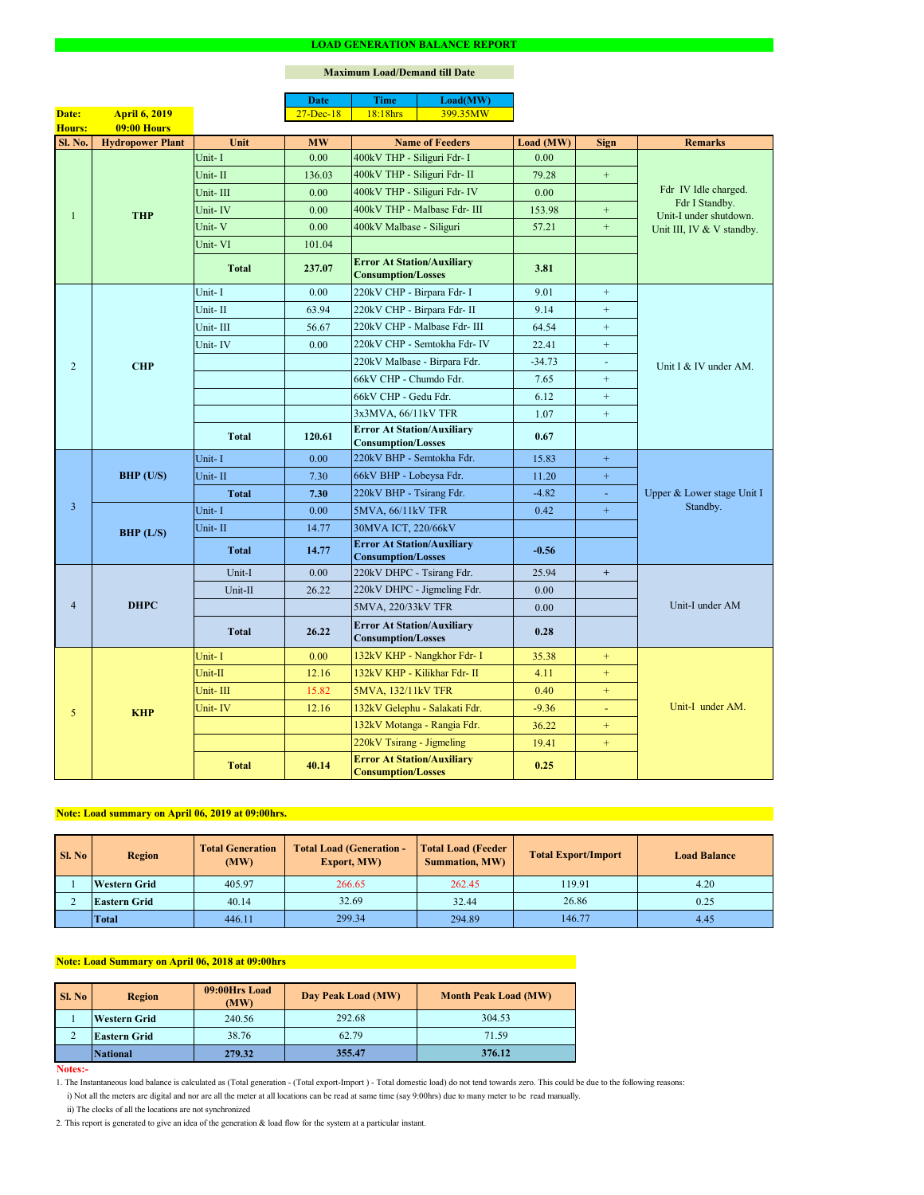# LOAD GENERATION BALANCE REPORT

**Maximum Load/Demand till Date**

| Date | Time | Load(MW) |
|---|---|---|
| 27-Dec-18 | 18:18hrs | 399.35MW |

**Date:** April 6, 2019
**Hours:** 09:00 Hours

| Sl. No. | Hydropower Plant | Unit | MW | Name of Feeders | Load (MW) | Sign | Remarks |
|---|---|---|---|---|---|---|---|
| 1 | THP | Unit- I | 0.00 | 400kV THP - Siliguri Fdr- I | 0.00 | | Fdr IV Idle charged. Fdr I Standby. Unit-I under shutdown. Unit III, IV & V standby. |
| | | Unit- II | 136.03 | 400kV THP - Siliguri Fdr- II | 79.28 | + | |
| | | Unit- III | 0.00 | 400kV THP - Siliguri Fdr- IV | 0.00 | | |
| | | Unit- IV | 0.00 | 400kV THP - Malbase Fdr- III | 153.98 | + | |
| | | Unit- V | 0.00 | 400kV Malbase - Siliguri | 57.21 | + | |
| | | Unit- VI | 101.04 | | | | |
| | | **Total** | **237.07** | **Error At Station/Auxiliary Consumption/Losses** | **3.81** | | |
| 2 | CHP | Unit- I | 0.00 | 220kV CHP - Birpara Fdr- I | 9.01 | + | Unit I & IV under AM. |
| | | Unit- II | 63.94 | 220kV CHP - Birpara Fdr- II | 9.14 | + | |
| | | Unit- III | 56.67 | 220kV CHP - Malbase Fdr- III | 64.54 | + | |
| | | Unit- IV | 0.00 | 220kV CHP - Semtokha Fdr- IV | 22.41 | + | |
| | | | | 220kV Malbase - Birpara Fdr. | -34.73 | - | |
| | | | | 66kV CHP - Chumdo Fdr. | 7.65 | + | |
| | | | | 66kV CHP - Gedu Fdr. | 6.12 | + | |
| | | | | 3x3MVA, 66/11kV TFR | 1.07 | + | |
| | | **Total** | **120.61** | **Error At Station/Auxiliary Consumption/Losses** | **0.67** | | |
| 3 | BHP (U/S) | Unit- I | 0.00 | 220kV BHP - Semtokha Fdr. | 15.83 | + | Upper & Lower stage Unit I Standby. |
| | | Unit- II | 7.30 | 66kV BHP - Lobeysa Fdr. | 11.20 | + | |
| | | **Total** | **7.30** | 220kV BHP - Tsirang Fdr. | -4.82 | - | |
| | BHP (L/S) | Unit- I | 0.00 | 5MVA, 66/11kV TFR | 0.42 | + | |
| | | Unit- II | 14.77 | 30MVA ICT, 220/66kV | | | |
| | | **Total** | **14.77** | **Error At Station/Auxiliary Consumption/Losses** | **-0.56** | | |
| 4 | DHPC | Unit-I | 0.00 | 220kV DHPC - Tsirang Fdr. | 25.94 | + | Unit-I under AM |
| | | Unit-II | 26.22 | 220kV DHPC - Jigmeling Fdr. | 0.00 | | |
| | | | | 5MVA, 220/33kV TFR | 0.00 | | |
| | | **Total** | **26.22** | **Error At Station/Auxiliary Consumption/Losses** | **0.28** | | |
| 5 | KHP | Unit- I | 0.00 | 132kV KHP - Nangkhor Fdr- I | 35.38 | + | Unit-I under AM. |
| | | Unit-II | 12.16 | 132kV KHP - Kilikhar Fdr- II | 4.11 | + | |
| | | Unit- III | 15.82 | 5MVA, 132/11kV TFR | 0.40 | + | |
| | | Unit- IV | 12.16 | 132kV Gelephu - Salakati Fdr. | -9.36 | - | |
| | | | | 132kV Motanga - Rangia Fdr. | 36.22 | + | |
| | | | | 220kV Tsirang - Jigmeling | 19.41 | + | |
| | | **Total** | **40.14** | **Error At Station/Auxiliary Consumption/Losses** | **0.25** | | |

**Note: Load summary on April 06, 2019 at 09:00hrs.**

| Sl. No | Region | Total Generation (MW) | Total Load (Generation - Export, MW) | Total Load (Feeder Summation, MW) | Total Export/Import | Load Balance |
|---|---|---|---|---|---|---|
| 1 | **Western Grid** | 405.97 | 266.65 | 262.45 | 119.91 | 4.20 |
| 2 | **Eastern Grid** | 40.14 | 32.69 | 32.44 | 26.86 | 0.25 |
| | **Total** | 446.11 | 299.34 | 294.89 | 146.77 | 4.45 |

**Note: Load Summary on April 06, 2018 at 09:00hrs**

| Sl. No | Region | 09:00Hrs Load (MW) | Day Peak Load (MW) | Month Peak Load (MW) |
|---|---|---|---|---|
| 1 | **Western Grid** | 240.56 | 292.68 | 304.53 |
| 2 | **Eastern Grid** | 38.76 | 62.79 | 71.59 |
| | **National** | **279.32** | **355.47** | **376.12** |

**Notes:-**

1. The Instantaneous load balance is calculated as (Total generation - (Total export-Import ) - Total domestic load) do not tend towards zero. This could be due to the following reasons:
   i) Not all the meters are digital and nor are all the meter at all locations can be read at same time (say 9:00hrs) due to many meter to be read manually.
   ii) The clocks of all the locations are not synchronized
2. This report is generated to give an idea of the generation & load flow for the system at a particular instant.